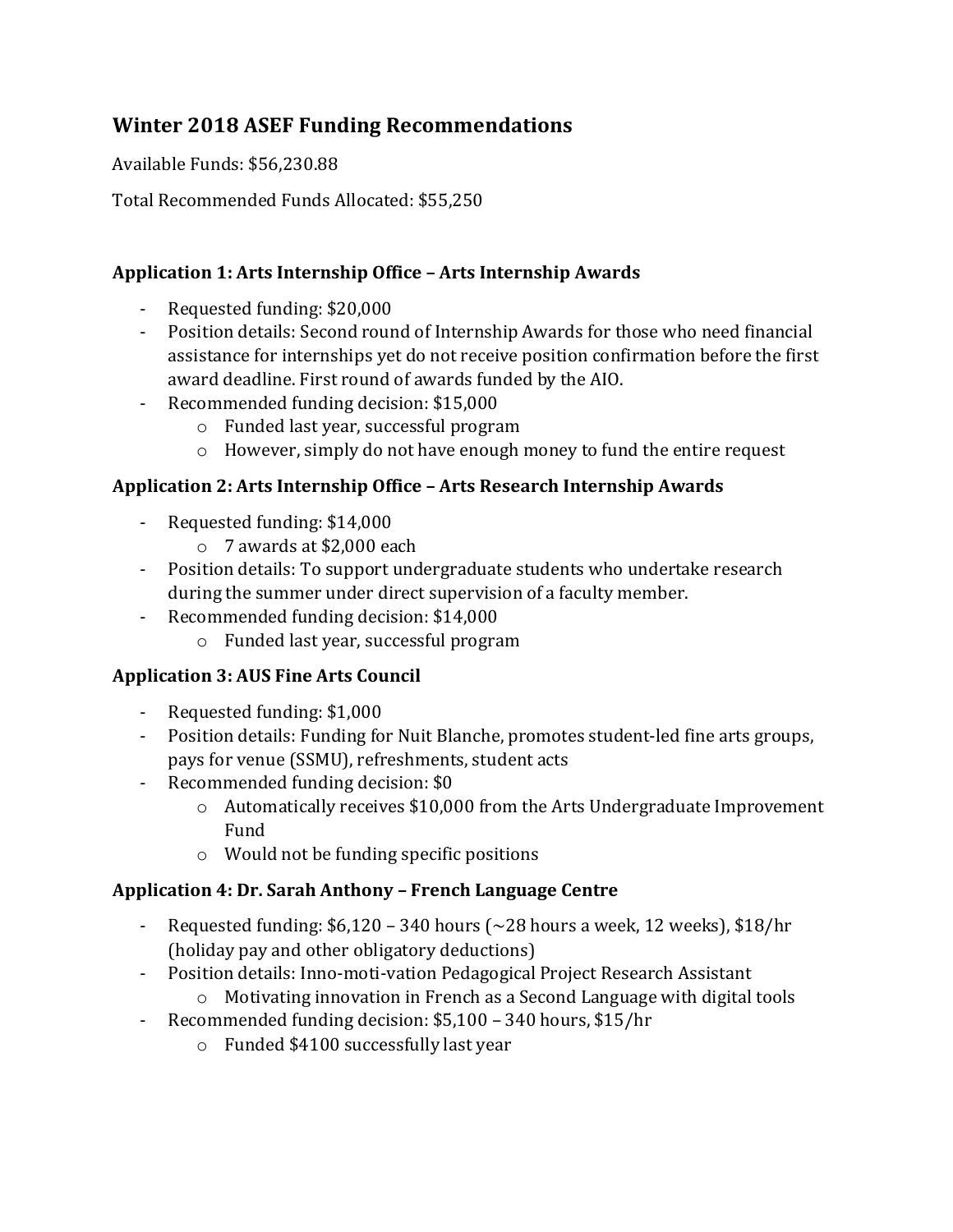## Winter 2018 ASEF Funding Recommendations

Available Funds: $56,230.88

Total Recommended Funds Allocated: $55,250

### Application 1: Arts Internship Office – Arts Internship Awards

- Requested funding: $20,000
- Position details: Second round of Internship Awards for those who need financial assistance for internships yet do not receive position confirmation before the first award deadline. First round of awards funded by the AIO.
- Recommended funding decision: $15,000
    - Funded last year, successful program
    - However, simply do not have enough money to fund the entire request

### Application 2: Arts Internship Office – Arts Research Internship Awards

- Requested funding: $14,000
    - 7 awards at $2,000 each
- Position details: To support undergraduate students who undertake research during the summer under direct supervision of a faculty member.
- Recommended funding decision: $14,000
    - Funded last year, successful program

### Application 3: AUS Fine Arts Council

- Requested funding: $1,000
- Position details: Funding for Nuit Blanche, promotes student-led fine arts groups, pays for venue (SSMU), refreshments, student acts
- Recommended funding decision: $0
    - Automatically receives $10,000 from the Arts Undergraduate Improvement Fund
    - Would not be funding specific positions

### Application 4: Dr. Sarah Anthony – French Language Centre

- Requested funding: $6,120 – 340 hours (~28 hours a week, 12 weeks), $18/hr (holiday pay and other obligatory deductions)
- Position details: Inno-moti-vation Pedagogical Project Research Assistant
    - Motivating innovation in French as a Second Language with digital tools
- Recommended funding decision: $5,100 – 340 hours, $15/hr
    - Funded $4100 successfully last year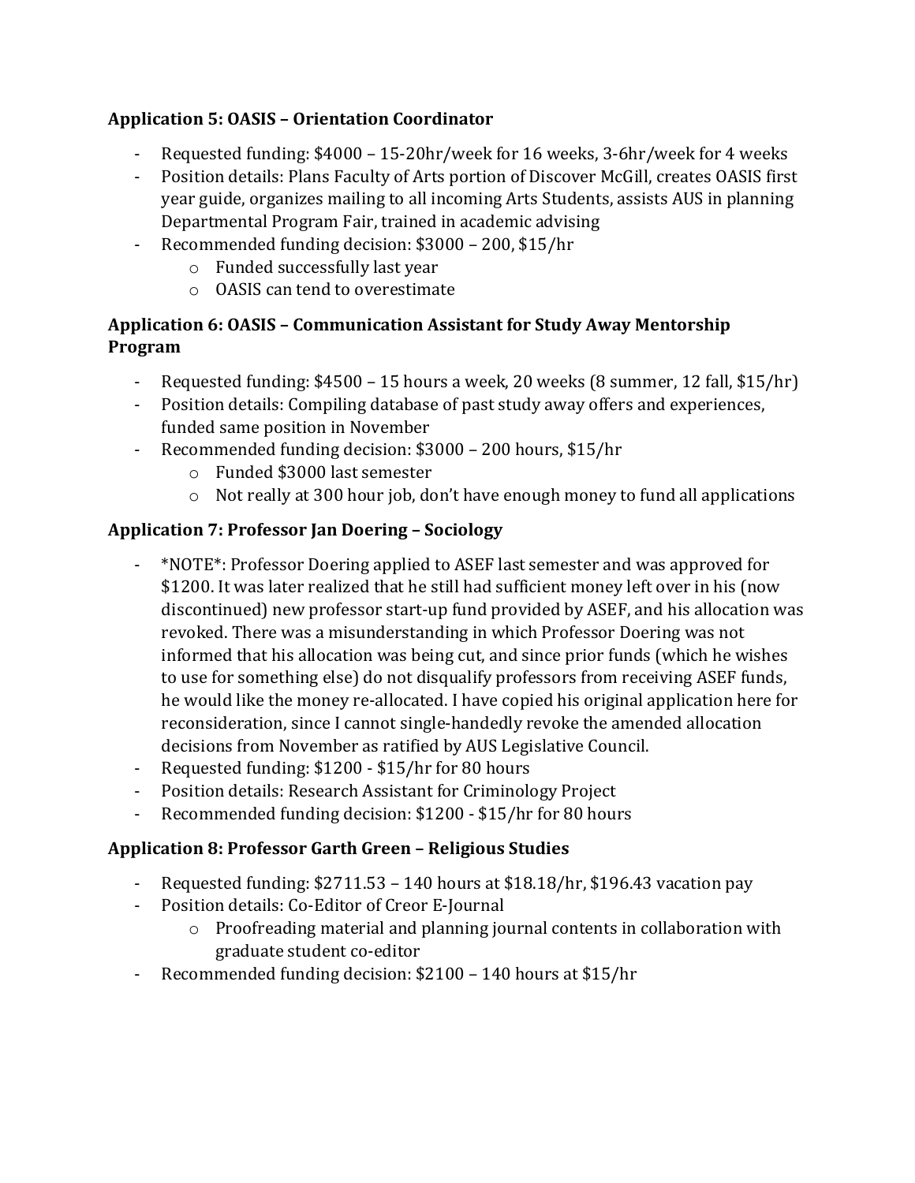**Application 5: OASIS – Orientation Coordinator**

- Requested funding: $4000 – 15-20hr/week for 16 weeks, 3-6hr/week for 4 weeks
- Position details: Plans Faculty of Arts portion of Discover McGill, creates OASIS first year guide, organizes mailing to all incoming Arts Students, assists AUS in planning Departmental Program Fair, trained in academic advising
- Recommended funding decision: $3000 – 200, $15/hr
    - Funded successfully last year
    - OASIS can tend to overestimate

**Application 6: OASIS – Communication Assistant for Study Away Mentorship Program**

- Requested funding: $4500 – 15 hours a week, 20 weeks (8 summer, 12 fall, $15/hr)
- Position details: Compiling database of past study away offers and experiences, funded same position in November
- Recommended funding decision: $3000 – 200 hours, $15/hr
    - Funded $3000 last semester
    - Not really at 300 hour job, don't have enough money to fund all applications

**Application 7: Professor Jan Doering – Sociology**

- *NOTE*: Professor Doering applied to ASEF last semester and was approved for $1200. It was later realized that he still had sufficient money left over in his (now discontinued) new professor start-up fund provided by ASEF, and his allocation was revoked. There was a misunderstanding in which Professor Doering was not informed that his allocation was being cut, and since prior funds (which he wishes to use for something else) do not disqualify professors from receiving ASEF funds, he would like the money re-allocated. I have copied his original application here for reconsideration, since I cannot single-handedly revoke the amended allocation decisions from November as ratified by AUS Legislative Council.
- Requested funding: $1200 - $15/hr for 80 hours
- Position details: Research Assistant for Criminology Project
- Recommended funding decision: $1200 - $15/hr for 80 hours

**Application 8: Professor Garth Green – Religious Studies**

- Requested funding: $2711.53 – 140 hours at $18.18/hr, $196.43 vacation pay
- Position details: Co-Editor of Creor E-Journal
    - Proofreading material and planning journal contents in collaboration with graduate student co-editor
- Recommended funding decision: $2100 – 140 hours at $15/hr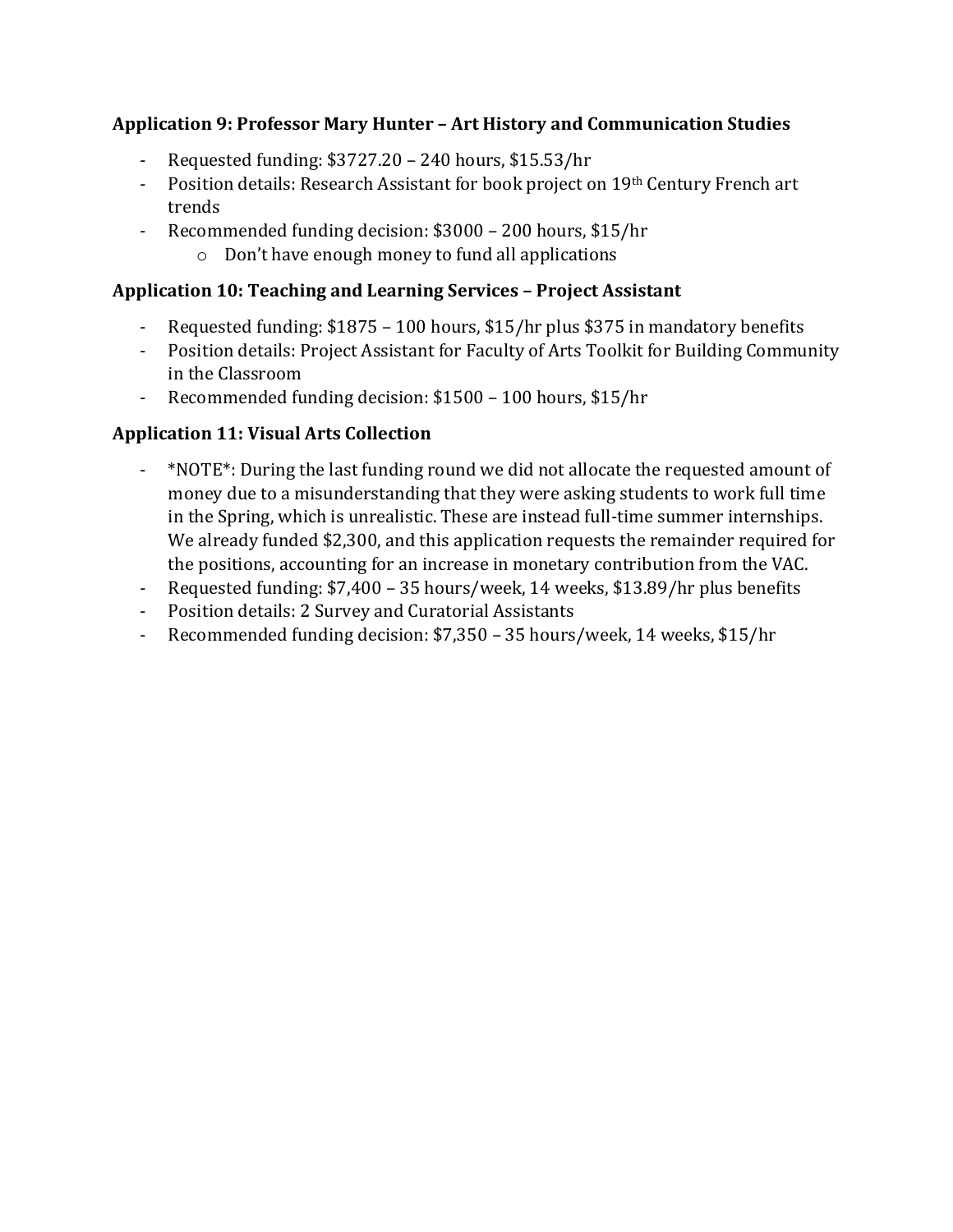**Application 9: Professor Mary Hunter – Art History and Communication Studies**

- Requested funding: $3727.20 – 240 hours, $15.53/hr
- Position details: Research Assistant for book project on 19th Century French art trends
- Recommended funding decision: $3000 – 200 hours, $15/hr
    - Don't have enough money to fund all applications

**Application 10: Teaching and Learning Services – Project Assistant**

- Requested funding: $1875 – 100 hours, $15/hr plus $375 in mandatory benefits
- Position details: Project Assistant for Faculty of Arts Toolkit for Building Community in the Classroom
- Recommended funding decision: $1500 – 100 hours, $15/hr

**Application 11: Visual Arts Collection**

- *NOTE*: During the last funding round we did not allocate the requested amount of money due to a misunderstanding that they were asking students to work full time in the Spring, which is unrealistic. These are instead full-time summer internships. We already funded $2,300, and this application requests the remainder required for the positions, accounting for an increase in monetary contribution from the VAC.
- Requested funding: $7,400 – 35 hours/week, 14 weeks, $13.89/hr plus benefits
- Position details: 2 Survey and Curatorial Assistants
- Recommended funding decision: $7,350 – 35 hours/week, 14 weeks, $15/hr